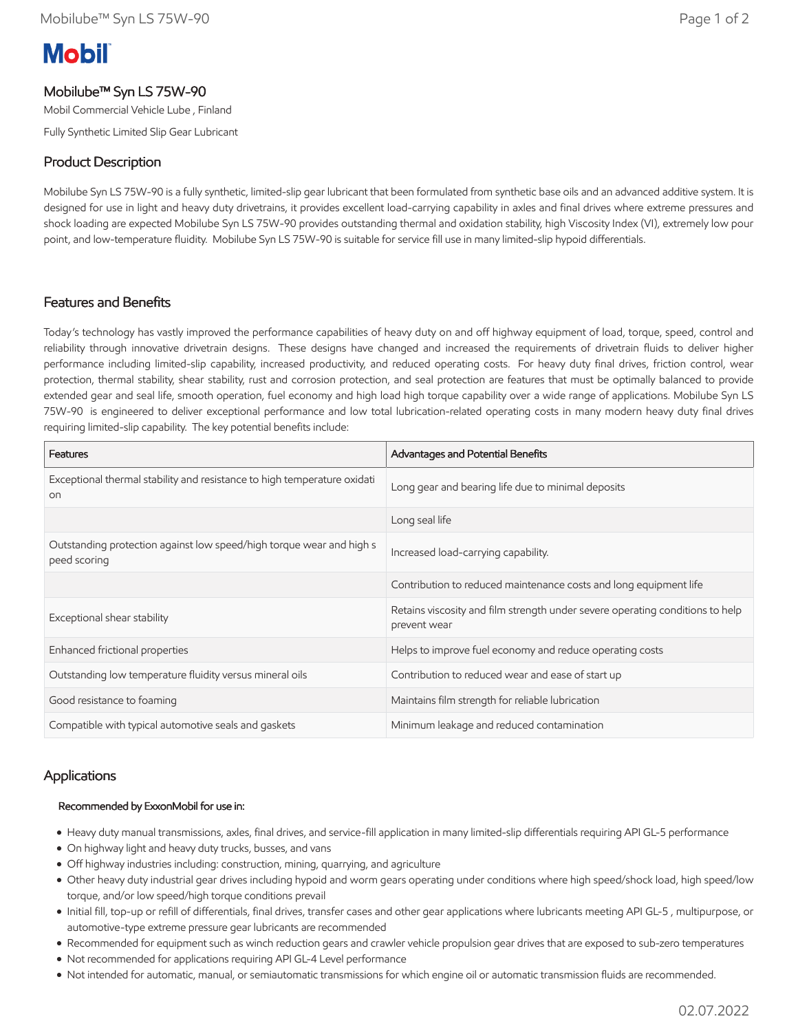Mobil

# Mobilube™ Syn LS 75W-90

Mobil Commercial Vehicle Lube , Finland

Fully Synthetic Limited Slip Gear Lubricant

## Product Description

Mobilube Syn LS 75W-90 is a fully synthetic, limited-slip gear lubricant that been formulated from synthetic base oils and an advanced additive system. It is designed for use in light and heavy duty drivetrains, it provides excellent load-carrying capability in axles and final drives where extreme pressures and shock loading are expected Mobilube Syn LS 75W-90 provides outstanding thermal and oxidation stability, high Viscosity Index (VI), extremely low pour point, and low-temperature fluidity. Mobilube Syn LS 75W-90 is suitable for service fill use in many limited-slip hypoid differentials.

## Features and Benefits

Today's technology has vastly improved the performance capabilities of heavy duty on and off highway equipment of load, torque, speed, control and reliability through innovative drivetrain designs. These designs have changed and increased the requirements of drivetrain fluids to deliver higher performance including limited-slip capability, increased productivity, and reduced operating costs. For heavy duty final drives, friction control, wear protection, thermal stability, shear stability, rust and corrosion protection, and seal protection are features that must be optimally balanced to provide extended gear and seal life, smooth operation, fuel economy and high load high torque capability over a wide range of applications. Mobilube Syn LS 75W-90 is engineered to deliver exceptional performance and low total lubrication-related operating costs in many modern heavy duty final drives requiring limited-slip capability. The key potential benefits include:

| Features | Advantages and Potential Benefits |
|---|---|
| Exceptional thermal stability and resistance to high temperature oxidation | Long gear and bearing life due to minimal deposits |
| | Long seal life |
| Outstanding protection against low speed/high torque wear and high speed scoring | Increased load-carrying capability. |
| | Contribution to reduced maintenance costs and long equipment life |
| Exceptional shear stability | Retains viscosity and film strength under severe operating conditions to help prevent wear |
| Enhanced frictional properties | Helps to improve fuel economy and reduce operating costs |
| Outstanding low temperature fluidity versus mineral oils | Contribution to reduced wear and ease of start up |
| Good resistance to foaming | Maintains film strength for reliable lubrication |
| Compatible with typical automotive seals and gaskets | Minimum leakage and reduced contamination |

## Applications

**Recommended by ExxonMobil for use in:**

- Heavy duty manual transmissions, axles, final drives, and service-fill application in many limited-slip differentials requiring API GL-5 performance
- On highway light and heavy duty trucks, busses, and vans
- Off highway industries including: construction, mining, quarrying, and agriculture
- Other heavy duty industrial gear drives including hypoid and worm gears operating under conditions where high speed/shock load, high speed/low torque, and/or low speed/high torque conditions prevail
- Initial fill, top-up or refill of differentials, final drives, transfer cases and other gear applications where lubricants meeting API GL-5 , multipurpose, or automotive-type extreme pressure gear lubricants are recommended
- Recommended for equipment such as winch reduction gears and crawler vehicle propulsion gear drives that are exposed to sub-zero temperatures
- Not recommended for applications requiring API GL-4 Level performance
- Not intended for automatic, manual, or semiautomatic transmissions for which engine oil or automatic transmission fluids are recommended.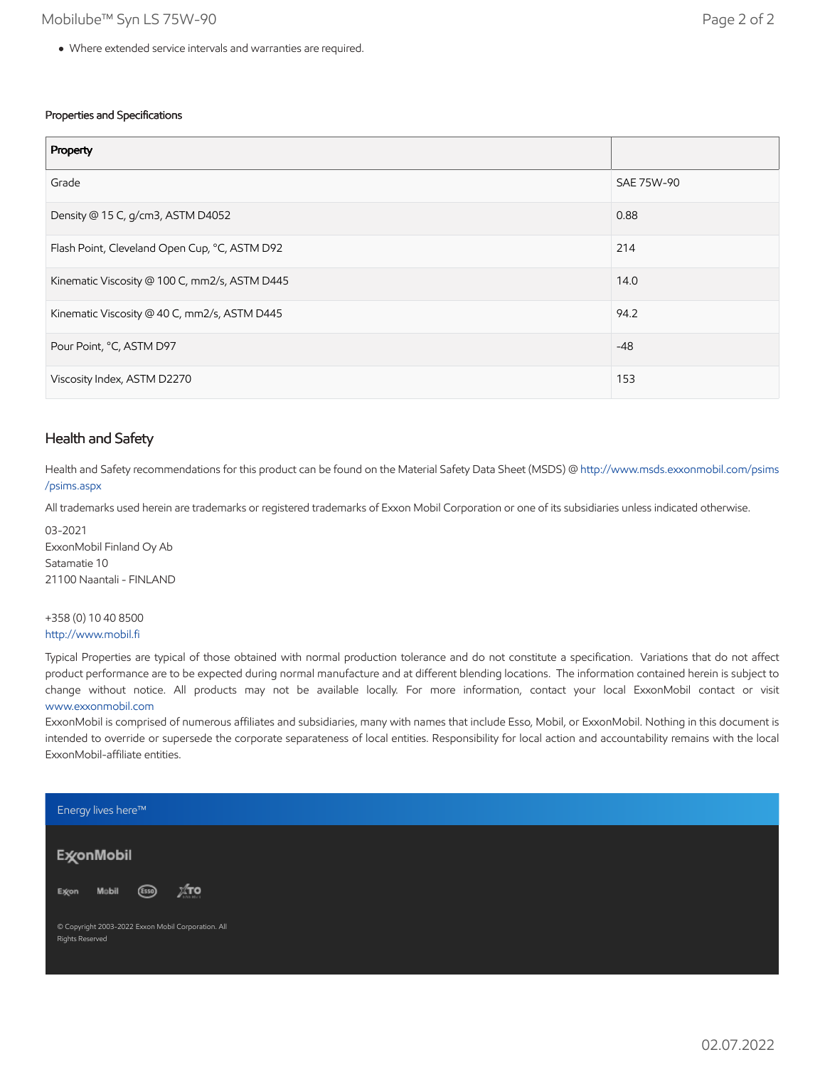- Where extended service intervals and warranties are required.

#### Properties and Specifications

| Property | |
|---|---|
| Grade | SAE 75W-90 |
| Density @ 15 C, g/cm3, ASTM D4052 | 0.88 |
| Flash Point, Cleveland Open Cup, °C, ASTM D92 | 214 |
| Kinematic Viscosity @ 100 C, mm2/s, ASTM D445 | 14.0 |
| Kinematic Viscosity @ 40 C, mm2/s, ASTM D445 | 94.2 |
| Pour Point, °C, ASTM D97 | -48 |
| Viscosity Index, ASTM D2270 | 153 |

## Health and Safety

Health and Safety recommendations for this product can be found on the Material Safety Data Sheet (MSDS) @ http://www.msds.exxonmobil.com/psims/psims.aspx

All trademarks used herein are trademarks or registered trademarks of Exxon Mobil Corporation or one of its subsidiaries unless indicated otherwise.

03-2021
ExxonMobil Finland Oy Ab
Satamatie 10
21100 Naantali - FINLAND

+358 (0) 10 40 8500
http://www.mobil.fi

Typical Properties are typical of those obtained with normal production tolerance and do not constitute a specification. Variations that do not affect product performance are to be expected during normal manufacture and at different blending locations. The information contained herein is subject to change without notice. All products may not be available locally. For more information, contact your local ExxonMobil contact or visit www.exxonmobil.com
ExxonMobil is comprised of numerous affiliates and subsidiaries, many with names that include Esso, Mobil, or ExxonMobil. Nothing in this document is intended to override or supersede the corporate separateness of local entities. Responsibility for local action and accountability remains with the local ExxonMobil-affiliate entities.

Energy lives here™

ExxonMobil

Exxon Mobil Esso XTO

© Copyright 2003-2022 Exxon Mobil Corporation. All Rights Reserved

02.07.2022